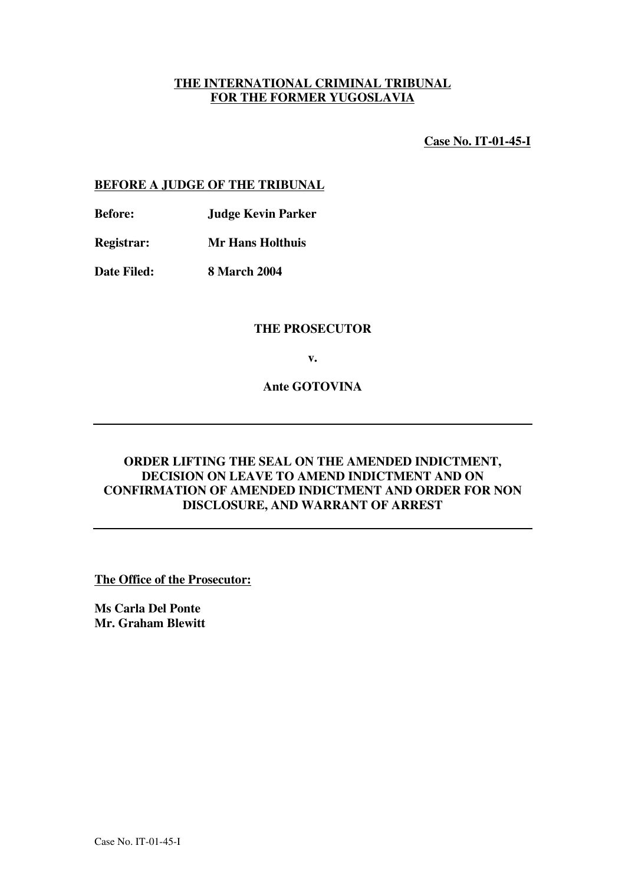**THE INTERNATIONAL CRIMINAL TRIBUNAL**
**FOR THE FORMER YUGOSLAVIA**

**Case No. IT-01-45-I**

**BEFORE A JUDGE OF THE TRIBUNAL**

**Before:** **Judge Kevin Parker**

**Registrar:** **Mr Hans Holthuis**

**Date Filed:** **8 March 2004**

**THE PROSECUTOR**

**v.**

**Ante GOTOVINA**

---

**ORDER LIFTING THE SEAL ON THE AMENDED INDICTMENT, DECISION ON LEAVE TO AMEND INDICTMENT AND ON CONFIRMATION OF AMENDED INDICTMENT AND ORDER FOR NON DISCLOSURE, AND WARRANT OF ARREST**

---

**The Office of the Prosecutor:**

**Ms Carla Del Ponte**
**Mr. Graham Blewitt**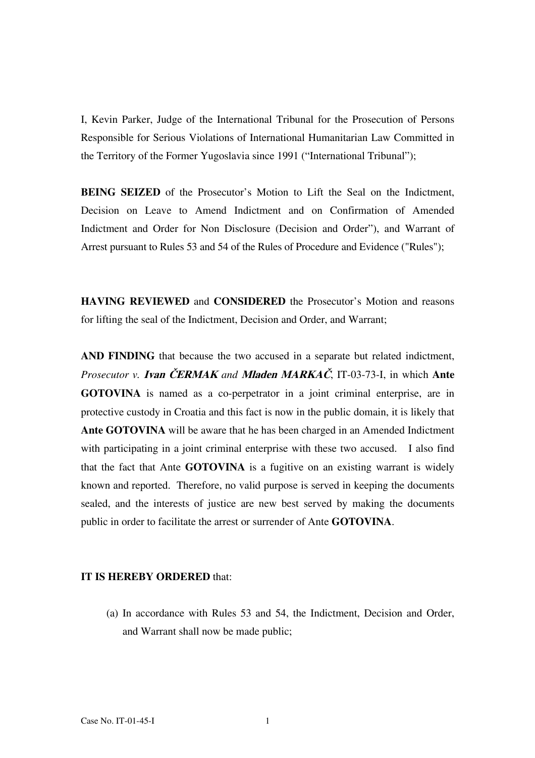I, Kevin Parker, Judge of the International Tribunal for the Prosecution of Persons Responsible for Serious Violations of International Humanitarian Law Committed in the Territory of the Former Yugoslavia since 1991 ("International Tribunal");

**BEING SEIZED** of the Prosecutor's Motion to Lift the Seal on the Indictment, Decision on Leave to Amend Indictment and on Confirmation of Amended Indictment and Order for Non Disclosure (Decision and Order"), and Warrant of Arrest pursuant to Rules 53 and 54 of the Rules of Procedure and Evidence ("Rules");

**HAVING REVIEWED** and **CONSIDERED** the Prosecutor's Motion and reasons for lifting the seal of the Indictment, Decision and Order, and Warrant;

**AND FINDING** that because the two accused in a separate but related indictment, *Prosecutor v.* ***Ivan ČERMAK*** *and* ***Mladen MARKAČ***, IT-03-73-I, in which **Ante GOTOVINA** is named as a co-perpetrator in a joint criminal enterprise, are in protective custody in Croatia and this fact is now in the public domain, it is likely that **Ante GOTOVINA** will be aware that he has been charged in an Amended Indictment with participating in a joint criminal enterprise with these two accused. I also find that the fact that Ante **GOTOVINA** is a fugitive on an existing warrant is widely known and reported. Therefore, no valid purpose is served in keeping the documents sealed, and the interests of justice are new best served by making the documents public in order to facilitate the arrest or surrender of Ante **GOTOVINA**.

**IT IS HEREBY ORDERED** that:

(a) In accordance with Rules 53 and 54, the Indictment, Decision and Order, and Warrant shall now be made public;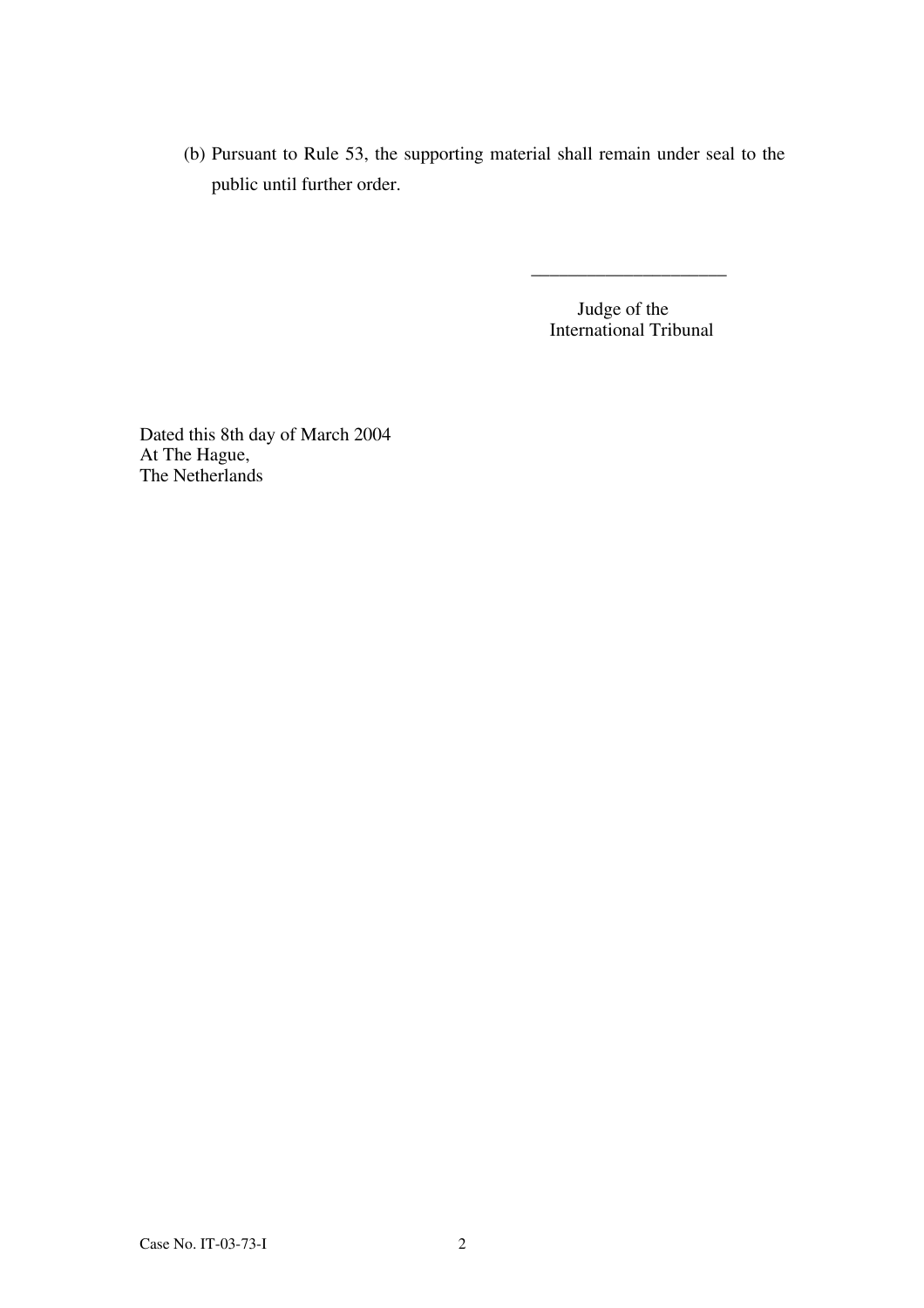(b) Pursuant to Rule 53, the supporting material shall remain under seal to the public until further order.

\_\_\_\_\_\_\_\_\_\_\_\_\_\_\_\_\_\_\_\_\_\_

Judge of the
International Tribunal

Dated this 8th day of March 2004
At The Hague,
The Netherlands

Case No. IT-03-73-I